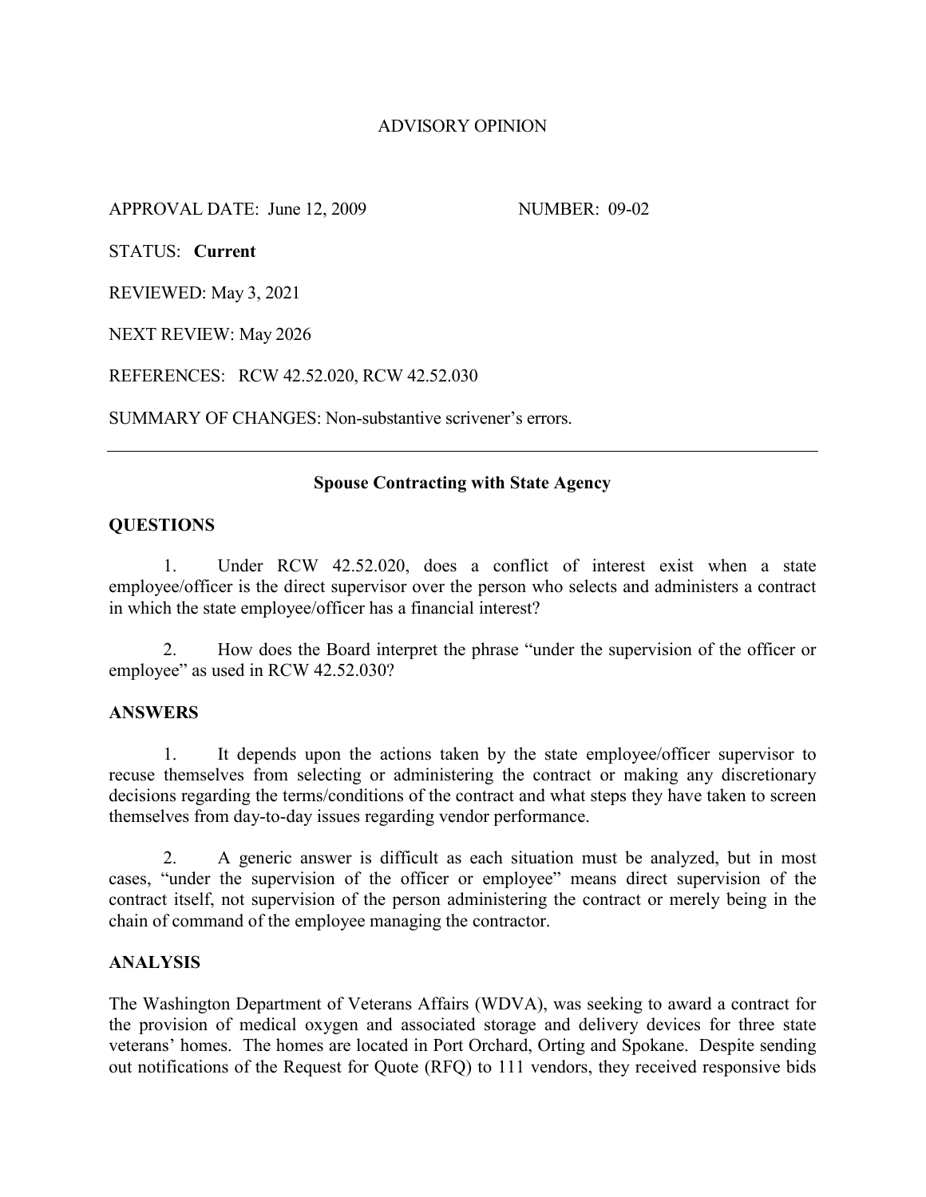# ADVISORY OPINION

APPROVAL DATE: June 12, 2009 NUMBER: 09-02

STATUS: **Current**

REVIEWED: May 3, 2021

NEXT REVIEW: May 2026

REFERENCES: RCW 42.52.020, RCW 42.52.030

SUMMARY OF CHANGES: Non-substantive scrivener's errors.

---

## Spouse Contracting with State Agency

### QUESTIONS

1. Under RCW 42.52.020, does a conflict of interest exist when a state employee/officer is the direct supervisor over the person who selects and administers a contract in which the state employee/officer has a financial interest?

2. How does the Board interpret the phrase "under the supervision of the officer or employee" as used in RCW 42.52.030?

### ANSWERS

1. It depends upon the actions taken by the state employee/officer supervisor to recuse themselves from selecting or administering the contract or making any discretionary decisions regarding the terms/conditions of the contract and what steps they have taken to screen themselves from day-to-day issues regarding vendor performance.

2. A generic answer is difficult as each situation must be analyzed, but in most cases, "under the supervision of the officer or employee" means direct supervision of the contract itself, not supervision of the person administering the contract or merely being in the chain of command of the employee managing the contractor.

### ANALYSIS

The Washington Department of Veterans Affairs (WDVA), was seeking to award a contract for the provision of medical oxygen and associated storage and delivery devices for three state veterans' homes. The homes are located in Port Orchard, Orting and Spokane. Despite sending out notifications of the Request for Quote (RFQ) to 111 vendors, they received responsive bids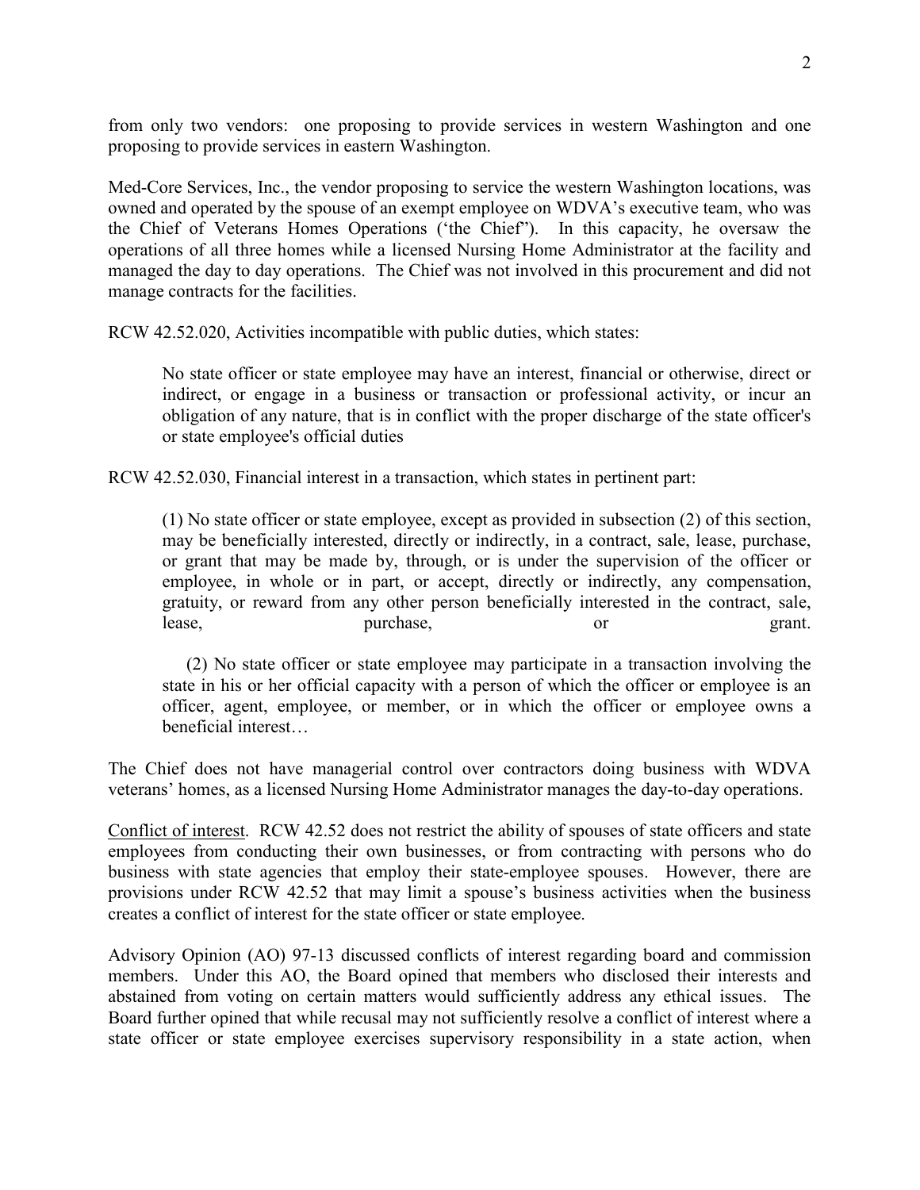from only two vendors: one proposing to provide services in western Washington and one proposing to provide services in eastern Washington.

Med-Core Services, Inc., the vendor proposing to service the western Washington locations, was owned and operated by the spouse of an exempt employee on WDVA's executive team, who was the Chief of Veterans Homes Operations ('the Chief"). In this capacity, he oversaw the operations of all three homes while a licensed Nursing Home Administrator at the facility and managed the day to day operations. The Chief was not involved in this procurement and did not manage contracts for the facilities.

RCW 42.52.020, Activities incompatible with public duties, which states:

> No state officer or state employee may have an interest, financial or otherwise, direct or indirect, or engage in a business or transaction or professional activity, or incur an obligation of any nature, that is in conflict with the proper discharge of the state officer's or state employee's official duties

RCW 42.52.030, Financial interest in a transaction, which states in pertinent part:

> (1) No state officer or state employee, except as provided in subsection (2) of this section, may be beneficially interested, directly or indirectly, in a contract, sale, lease, purchase, or grant that may be made by, through, or is under the supervision of the officer or employee, in whole or in part, or accept, directly or indirectly, any compensation, gratuity, or reward from any other person beneficially interested in the contract, sale, lease, purchase, or grant.
>
> (2) No state officer or state employee may participate in a transaction involving the state in his or her official capacity with a person of which the officer or employee is an officer, agent, employee, or member, or in which the officer or employee owns a beneficial interest…

The Chief does not have managerial control over contractors doing business with WDVA veterans' homes, as a licensed Nursing Home Administrator manages the day-to-day operations.

Conflict of interest. RCW 42.52 does not restrict the ability of spouses of state officers and state employees from conducting their own businesses, or from contracting with persons who do business with state agencies that employ their state-employee spouses. However, there are provisions under RCW 42.52 that may limit a spouse's business activities when the business creates a conflict of interest for the state officer or state employee.

Advisory Opinion (AO) 97-13 discussed conflicts of interest regarding board and commission members. Under this AO, the Board opined that members who disclosed their interests and abstained from voting on certain matters would sufficiently address any ethical issues. The Board further opined that while recusal may not sufficiently resolve a conflict of interest where a state officer or state employee exercises supervisory responsibility in a state action, when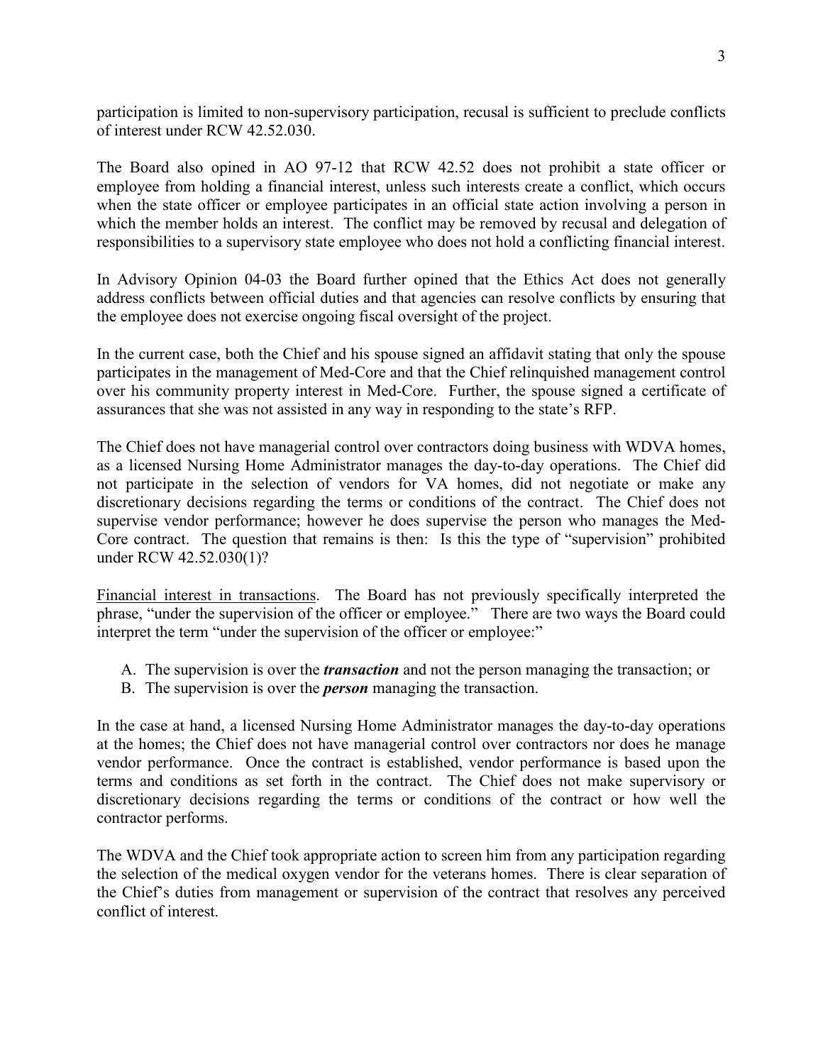participation is limited to non-supervisory participation, recusal is sufficient to preclude conflicts of interest under RCW 42.52.030.

The Board also opined in AO 97-12 that RCW 42.52 does not prohibit a state officer or employee from holding a financial interest, unless such interests create a conflict, which occurs when the state officer or employee participates in an official state action involving a person in which the member holds an interest. The conflict may be removed by recusal and delegation of responsibilities to a supervisory state employee who does not hold a conflicting financial interest.

In Advisory Opinion 04-03 the Board further opined that the Ethics Act does not generally address conflicts between official duties and that agencies can resolve conflicts by ensuring that the employee does not exercise ongoing fiscal oversight of the project.

In the current case, both the Chief and his spouse signed an affidavit stating that only the spouse participates in the management of Med-Core and that the Chief relinquished management control over his community property interest in Med-Core. Further, the spouse signed a certificate of assurances that she was not assisted in any way in responding to the state's RFP.

The Chief does not have managerial control over contractors doing business with WDVA homes, as a licensed Nursing Home Administrator manages the day-to-day operations. The Chief did not participate in the selection of vendors for VA homes, did not negotiate or make any discretionary decisions regarding the terms or conditions of the contract. The Chief does not supervise vendor performance; however he does supervise the person who manages the Med-Core contract. The question that remains is then: Is this the type of "supervision" prohibited under RCW 42.52.030(1)?

<u>Financial interest in transactions</u>. The Board has not previously specifically interpreted the phrase, "under the supervision of the officer or employee." There are two ways the Board could interpret the term "under the supervision of the officer or employee:"

A. The supervision is over the ***transaction*** and not the person managing the transaction; or
B. The supervision is over the ***person*** managing the transaction.

In the case at hand, a licensed Nursing Home Administrator manages the day-to-day operations at the homes; the Chief does not have managerial control over contractors nor does he manage vendor performance. Once the contract is established, vendor performance is based upon the terms and conditions as set forth in the contract. The Chief does not make supervisory or discretionary decisions regarding the terms or conditions of the contract or how well the contractor performs.

The WDVA and the Chief took appropriate action to screen him from any participation regarding the selection of the medical oxygen vendor for the veterans homes. There is clear separation of the Chief's duties from management or supervision of the contract that resolves any perceived conflict of interest.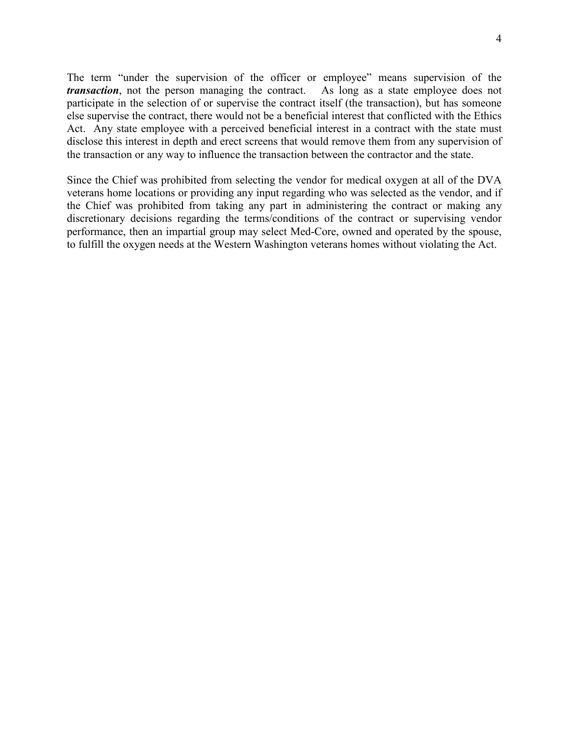The term "under the supervision of the officer or employee" means supervision of the ***transaction***, not the person managing the contract. As long as a state employee does not participate in the selection of or supervise the contract itself (the transaction), but has someone else supervise the contract, there would not be a beneficial interest that conflicted with the Ethics Act. Any state employee with a perceived beneficial interest in a contract with the state must disclose this interest in depth and erect screens that would remove them from any supervision of the transaction or any way to influence the transaction between the contractor and the state.

Since the Chief was prohibited from selecting the vendor for medical oxygen at all of the DVA veterans home locations or providing any input regarding who was selected as the vendor, and if the Chief was prohibited from taking any part in administering the contract or making any discretionary decisions regarding the terms/conditions of the contract or supervising vendor performance, then an impartial group may select Med-Core, owned and operated by the spouse, to fulfill the oxygen needs at the Western Washington veterans homes without violating the Act.